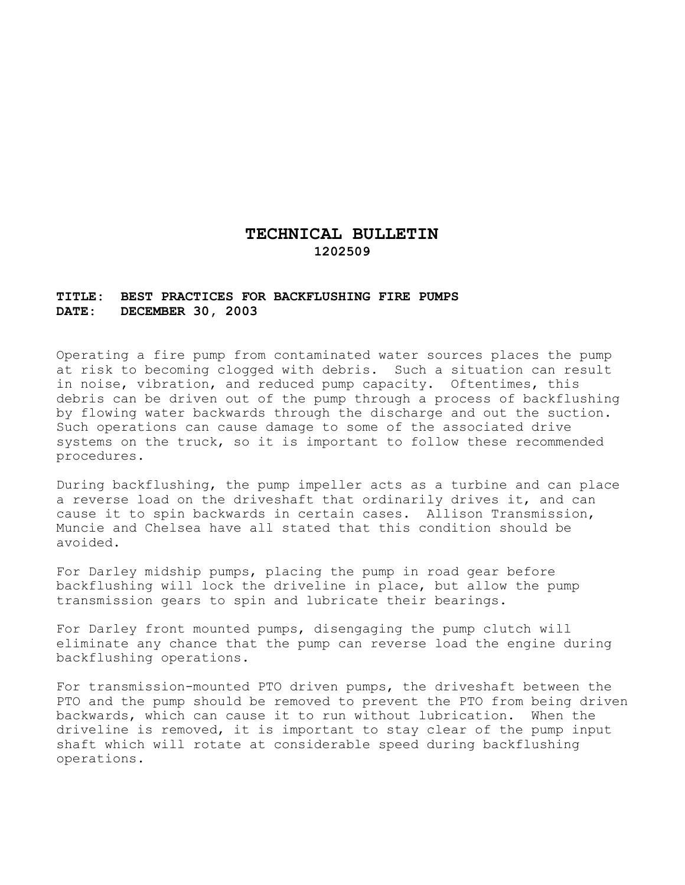# TECHNICAL BULLETIN

**1202509**

**TITLE: BEST PRACTICES FOR BACKFLUSHING FIRE PUMPS**
**DATE: DECEMBER 30, 2003**

Operating a fire pump from contaminated water sources places the pump at risk to becoming clogged with debris. Such a situation can result in noise, vibration, and reduced pump capacity. Oftentimes, this debris can be driven out of the pump through a process of backflushing by flowing water backwards through the discharge and out the suction. Such operations can cause damage to some of the associated drive systems on the truck, so it is important to follow these recommended procedures.

During backflushing, the pump impeller acts as a turbine and can place a reverse load on the driveshaft that ordinarily drives it, and can cause it to spin backwards in certain cases. Allison Transmission, Muncie and Chelsea have all stated that this condition should be avoided.

For Darley midship pumps, placing the pump in road gear before backflushing will lock the driveline in place, but allow the pump transmission gears to spin and lubricate their bearings.

For Darley front mounted pumps, disengaging the pump clutch will eliminate any chance that the pump can reverse load the engine during backflushing operations.

For transmission-mounted PTO driven pumps, the driveshaft between the PTO and the pump should be removed to prevent the PTO from being driven backwards, which can cause it to run without lubrication. When the driveline is removed, it is important to stay clear of the pump input shaft which will rotate at considerable speed during backflushing operations.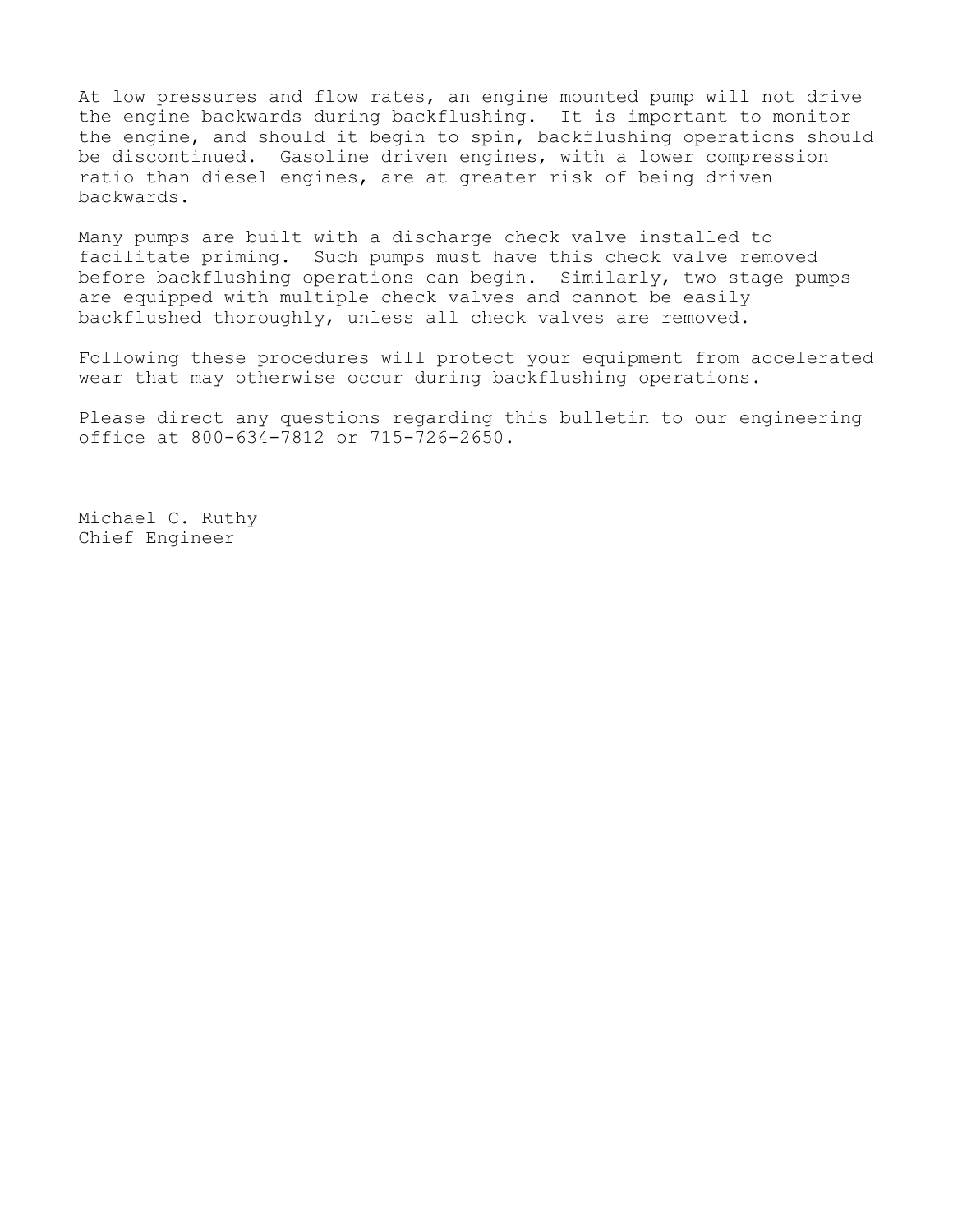At low pressures and flow rates, an engine mounted pump will not drive the engine backwards during backflushing. It is important to monitor the engine, and should it begin to spin, backflushing operations should be discontinued. Gasoline driven engines, with a lower compression ratio than diesel engines, are at greater risk of being driven backwards.

Many pumps are built with a discharge check valve installed to facilitate priming. Such pumps must have this check valve removed before backflushing operations can begin. Similarly, two stage pumps are equipped with multiple check valves and cannot be easily backflushed thoroughly, unless all check valves are removed.

Following these procedures will protect your equipment from accelerated wear that may otherwise occur during backflushing operations.

Please direct any questions regarding this bulletin to our engineering office at 800-634-7812 or 715-726-2650.

Michael C. Ruthy
Chief Engineer